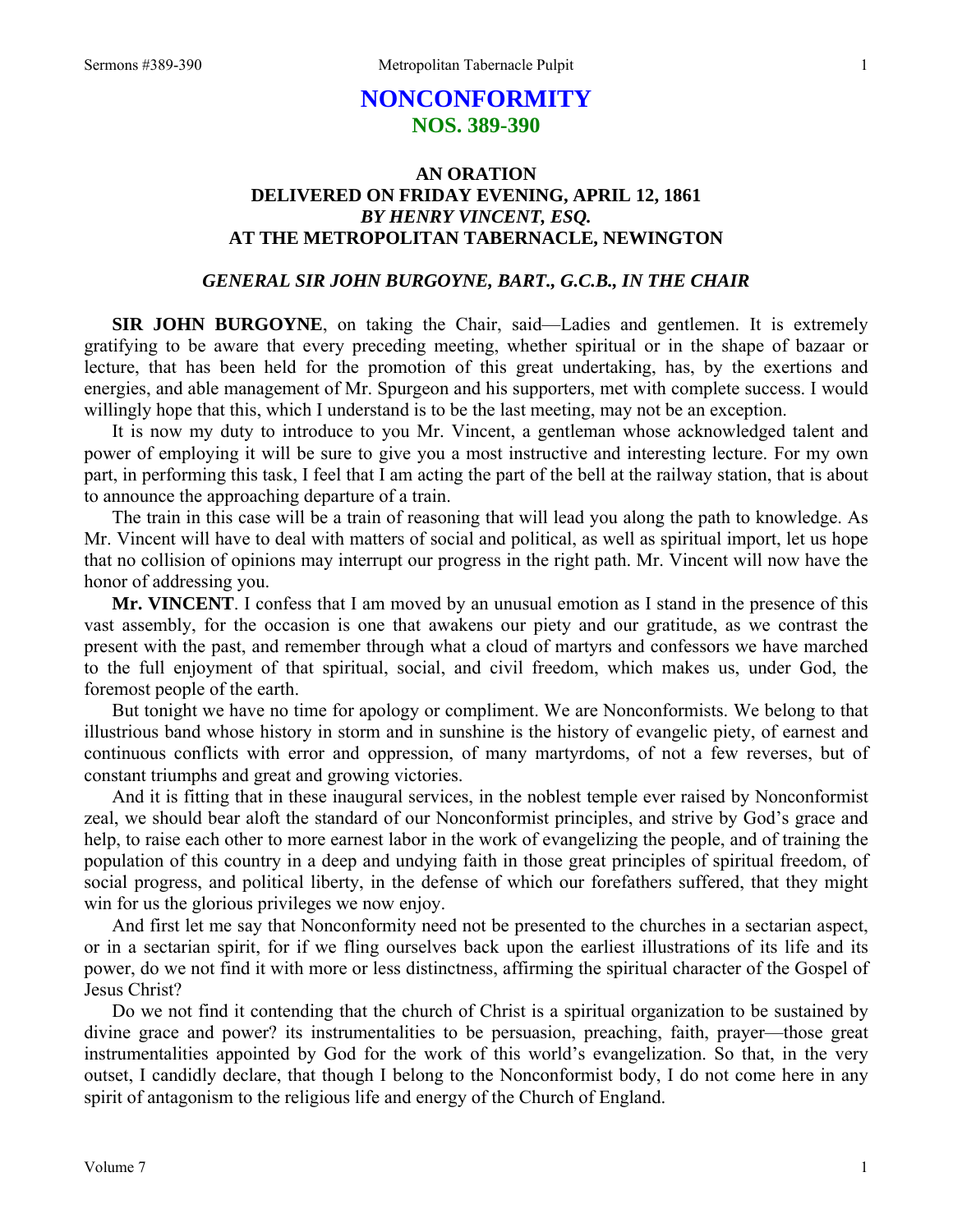# NONCONFORMITY
## NOS. 389-390

### AN ORATION
### DELIVERED ON FRIDAY EVENING, APRIL 12, 1861
### *BY HENRY VINCENT, ESQ.*
### AT THE METROPOLITAN TABERNACLE, NEWINGTON

#### *GENERAL SIR JOHN BURGOYNE, BART., G.C.B., IN THE CHAIR*

**SIR JOHN BURGOYNE**, on taking the Chair, said—Ladies and gentlemen. It is extremely gratifying to be aware that every preceding meeting, whether spiritual or in the shape of bazaar or lecture, that has been held for the promotion of this great undertaking, has, by the exertions and energies, and able management of Mr. Spurgeon and his supporters, met with complete success. I would willingly hope that this, which I understand is to be the last meeting, may not be an exception.

It is now my duty to introduce to you Mr. Vincent, a gentleman whose acknowledged talent and power of employing it will be sure to give you a most instructive and interesting lecture. For my own part, in performing this task, I feel that I am acting the part of the bell at the railway station, that is about to announce the approaching departure of a train.

The train in this case will be a train of reasoning that will lead you along the path to knowledge. As Mr. Vincent will have to deal with matters of social and political, as well as spiritual import, let us hope that no collision of opinions may interrupt our progress in the right path. Mr. Vincent will now have the honor of addressing you.

**Mr. VINCENT**. I confess that I am moved by an unusual emotion as I stand in the presence of this vast assembly, for the occasion is one that awakens our piety and our gratitude, as we contrast the present with the past, and remember through what a cloud of martyrs and confessors we have marched to the full enjoyment of that spiritual, social, and civil freedom, which makes us, under God, the foremost people of the earth.

But tonight we have no time for apology or compliment. We are Nonconformists. We belong to that illustrious band whose history in storm and in sunshine is the history of evangelic piety, of earnest and continuous conflicts with error and oppression, of many martyrdoms, of not a few reverses, but of constant triumphs and great and growing victories.

And it is fitting that in these inaugural services, in the noblest temple ever raised by Nonconformist zeal, we should bear aloft the standard of our Nonconformist principles, and strive by God's grace and help, to raise each other to more earnest labor in the work of evangelizing the people, and of training the population of this country in a deep and undying faith in those great principles of spiritual freedom, of social progress, and political liberty, in the defense of which our forefathers suffered, that they might win for us the glorious privileges we now enjoy.

And first let me say that Nonconformity need not be presented to the churches in a sectarian aspect, or in a sectarian spirit, for if we fling ourselves back upon the earliest illustrations of its life and its power, do we not find it with more or less distinctness, affirming the spiritual character of the Gospel of Jesus Christ?

Do we not find it contending that the church of Christ is a spiritual organization to be sustained by divine grace and power? its instrumentalities to be persuasion, preaching, faith, prayer—those great instrumentalities appointed by God for the work of this world's evangelization. So that, in the very outset, I candidly declare, that though I belong to the Nonconformist body, I do not come here in any spirit of antagonism to the religious life and energy of the Church of England.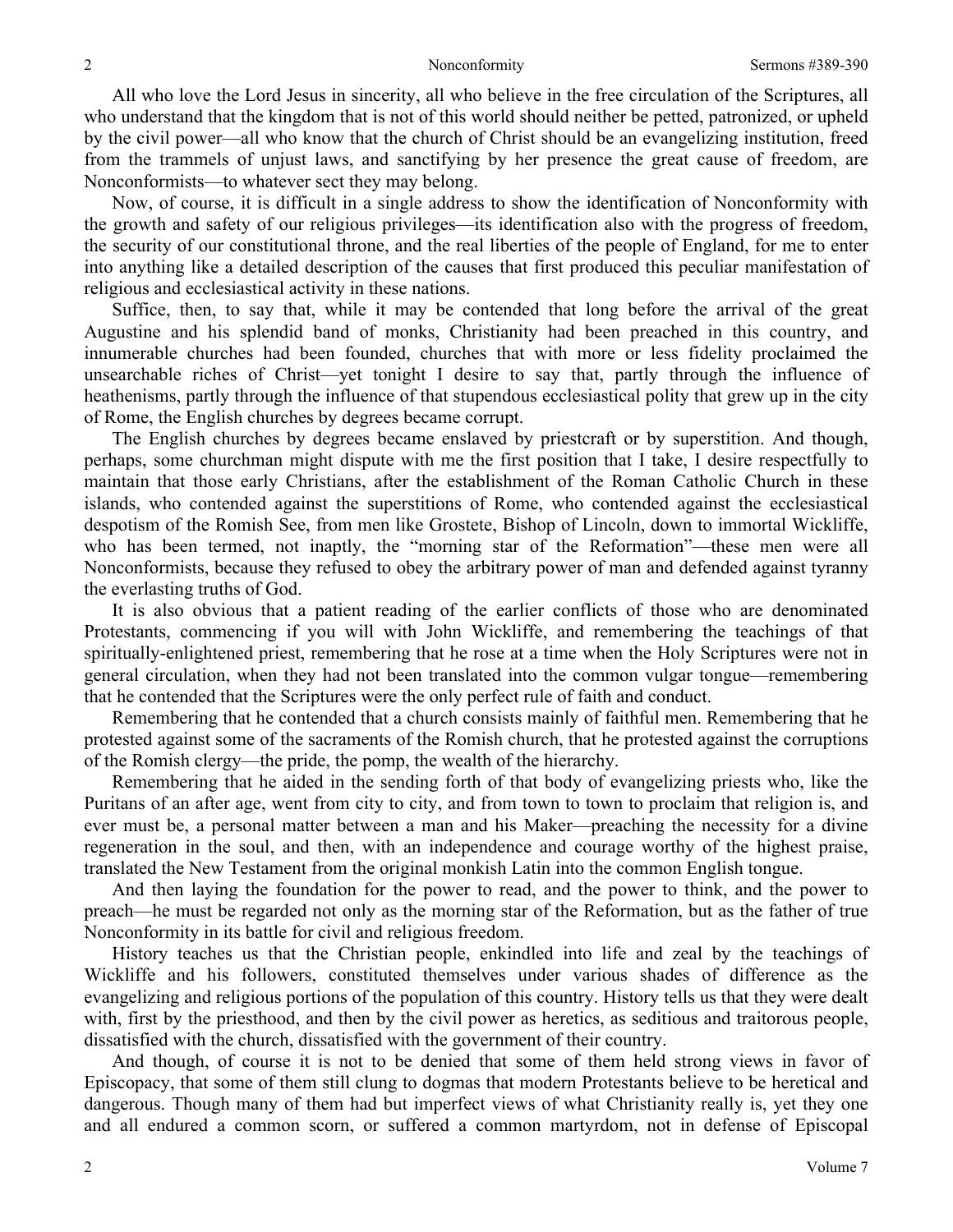All who love the Lord Jesus in sincerity, all who believe in the free circulation of the Scriptures, all who understand that the kingdom that is not of this world should neither be petted, patronized, or upheld by the civil power—all who know that the church of Christ should be an evangelizing institution, freed from the trammels of unjust laws, and sanctifying by her presence the great cause of freedom, are Nonconformists—to whatever sect they may belong.

Now, of course, it is difficult in a single address to show the identification of Nonconformity with the growth and safety of our religious privileges—its identification also with the progress of freedom, the security of our constitutional throne, and the real liberties of the people of England, for me to enter into anything like a detailed description of the causes that first produced this peculiar manifestation of religious and ecclesiastical activity in these nations.

Suffice, then, to say that, while it may be contended that long before the arrival of the great Augustine and his splendid band of monks, Christianity had been preached in this country, and innumerable churches had been founded, churches that with more or less fidelity proclaimed the unsearchable riches of Christ—yet tonight I desire to say that, partly through the influence of heathenisms, partly through the influence of that stupendous ecclesiastical polity that grew up in the city of Rome, the English churches by degrees became corrupt.

The English churches by degrees became enslaved by priestcraft or by superstition. And though, perhaps, some churchman might dispute with me the first position that I take, I desire respectfully to maintain that those early Christians, after the establishment of the Roman Catholic Church in these islands, who contended against the superstitions of Rome, who contended against the ecclesiastical despotism of the Romish See, from men like Grostete, Bishop of Lincoln, down to immortal Wickliffe, who has been termed, not inaptly, the "morning star of the Reformation"—these men were all Nonconformists, because they refused to obey the arbitrary power of man and defended against tyranny the everlasting truths of God.

It is also obvious that a patient reading of the earlier conflicts of those who are denominated Protestants, commencing if you will with John Wickliffe, and remembering the teachings of that spiritually-enlightened priest, remembering that he rose at a time when the Holy Scriptures were not in general circulation, when they had not been translated into the common vulgar tongue—remembering that he contended that the Scriptures were the only perfect rule of faith and conduct.

Remembering that he contended that a church consists mainly of faithful men. Remembering that he protested against some of the sacraments of the Romish church, that he protested against the corruptions of the Romish clergy—the pride, the pomp, the wealth of the hierarchy.

Remembering that he aided in the sending forth of that body of evangelizing priests who, like the Puritans of an after age, went from city to city, and from town to town to proclaim that religion is, and ever must be, a personal matter between a man and his Maker—preaching the necessity for a divine regeneration in the soul, and then, with an independence and courage worthy of the highest praise, translated the New Testament from the original monkish Latin into the common English tongue.

And then laying the foundation for the power to read, and the power to think, and the power to preach—he must be regarded not only as the morning star of the Reformation, but as the father of true Nonconformity in its battle for civil and religious freedom.

History teaches us that the Christian people, enkindled into life and zeal by the teachings of Wickliffe and his followers, constituted themselves under various shades of difference as the evangelizing and religious portions of the population of this country. History tells us that they were dealt with, first by the priesthood, and then by the civil power as heretics, as seditious and traitorous people, dissatisfied with the church, dissatisfied with the government of their country.

And though, of course it is not to be denied that some of them held strong views in favor of Episcopacy, that some of them still clung to dogmas that modern Protestants believe to be heretical and dangerous. Though many of them had but imperfect views of what Christianity really is, yet they one and all endured a common scorn, or suffered a common martyrdom, not in defense of Episcopal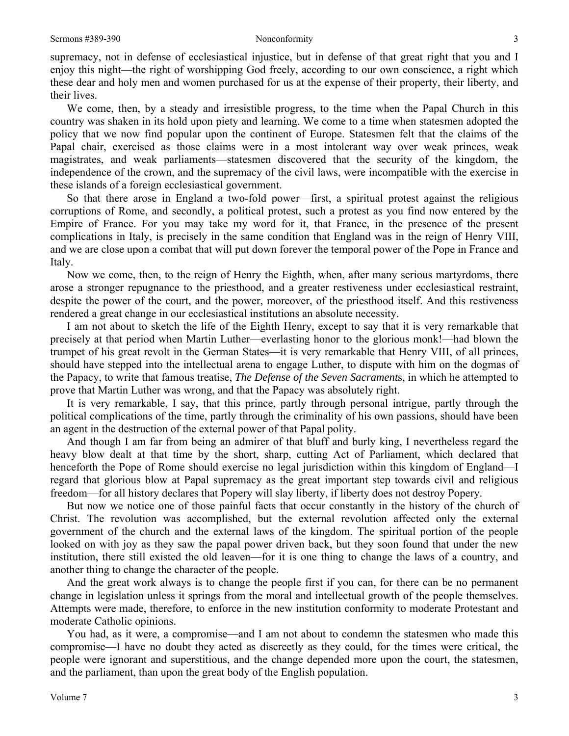supremacy, not in defense of ecclesiastical injustice, but in defense of that great right that you and I enjoy this night—the right of worshipping God freely, according to our own conscience, a right which these dear and holy men and women purchased for us at the expense of their property, their liberty, and their lives.

We come, then, by a steady and irresistible progress, to the time when the Papal Church in this country was shaken in its hold upon piety and learning. We come to a time when statesmen adopted the policy that we now find popular upon the continent of Europe. Statesmen felt that the claims of the Papal chair, exercised as those claims were in a most intolerant way over weak princes, weak magistrates, and weak parliaments—statesmen discovered that the security of the kingdom, the independence of the crown, and the supremacy of the civil laws, were incompatible with the exercise in these islands of a foreign ecclesiastical government.

So that there arose in England a two-fold power—first, a spiritual protest against the religious corruptions of Rome, and secondly, a political protest, such a protest as you find now entered by the Empire of France. For you may take my word for it, that France, in the presence of the present complications in Italy, is precisely in the same condition that England was in the reign of Henry VIII, and we are close upon a combat that will put down forever the temporal power of the Pope in France and Italy.

Now we come, then, to the reign of Henry the Eighth, when, after many serious martyrdoms, there arose a stronger repugnance to the priesthood, and a greater restiveness under ecclesiastical restraint, despite the power of the court, and the power, moreover, of the priesthood itself. And this restiveness rendered a great change in our ecclesiastical institutions an absolute necessity.

I am not about to sketch the life of the Eighth Henry, except to say that it is very remarkable that precisely at that period when Martin Luther—everlasting honor to the glorious monk!—had blown the trumpet of his great revolt in the German States—it is very remarkable that Henry VIII, of all princes, should have stepped into the intellectual arena to engage Luther, to dispute with him on the dogmas of the Papacy, to write that famous treatise, *The Defense of the Seven Sacraments*, in which he attempted to prove that Martin Luther was wrong, and that the Papacy was absolutely right.

It is very remarkable, I say, that this prince, partly through personal intrigue, partly through the political complications of the time, partly through the criminality of his own passions, should have been an agent in the destruction of the external power of that Papal polity.

And though I am far from being an admirer of that bluff and burly king, I nevertheless regard the heavy blow dealt at that time by the short, sharp, cutting Act of Parliament, which declared that henceforth the Pope of Rome should exercise no legal jurisdiction within this kingdom of England—I regard that glorious blow at Papal supremacy as the great important step towards civil and religious freedom—for all history declares that Popery will slay liberty, if liberty does not destroy Popery.

But now we notice one of those painful facts that occur constantly in the history of the church of Christ. The revolution was accomplished, but the external revolution affected only the external government of the church and the external laws of the kingdom. The spiritual portion of the people looked on with joy as they saw the papal power driven back, but they soon found that under the new institution, there still existed the old leaven—for it is one thing to change the laws of a country, and another thing to change the character of the people.

And the great work always is to change the people first if you can, for there can be no permanent change in legislation unless it springs from the moral and intellectual growth of the people themselves. Attempts were made, therefore, to enforce in the new institution conformity to moderate Protestant and moderate Catholic opinions.

You had, as it were, a compromise—and I am not about to condemn the statesmen who made this compromise—I have no doubt they acted as discreetly as they could, for the times were critical, the people were ignorant and superstitious, and the change depended more upon the court, the statesmen, and the parliament, than upon the great body of the English population.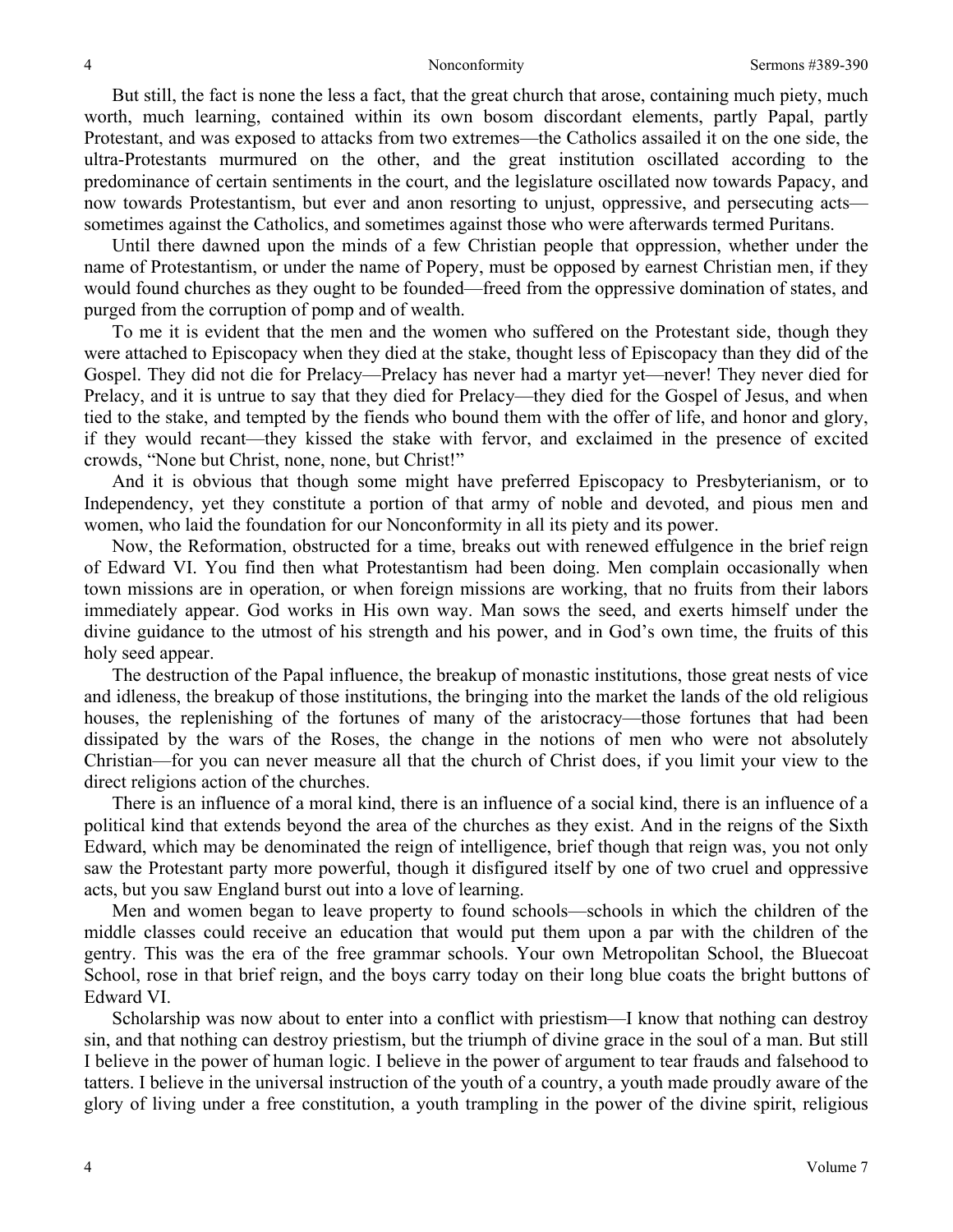But still, the fact is none the less a fact, that the great church that arose, containing much piety, much worth, much learning, contained within its own bosom discordant elements, partly Papal, partly Protestant, and was exposed to attacks from two extremes—the Catholics assailed it on the one side, the ultra-Protestants murmured on the other, and the great institution oscillated according to the predominance of certain sentiments in the court, and the legislature oscillated now towards Papacy, and now towards Protestantism, but ever and anon resorting to unjust, oppressive, and persecuting acts—sometimes against the Catholics, and sometimes against those who were afterwards termed Puritans.

Until there dawned upon the minds of a few Christian people that oppression, whether under the name of Protestantism, or under the name of Popery, must be opposed by earnest Christian men, if they would found churches as they ought to be founded—freed from the oppressive domination of states, and purged from the corruption of pomp and of wealth.

To me it is evident that the men and the women who suffered on the Protestant side, though they were attached to Episcopacy when they died at the stake, thought less of Episcopacy than they did of the Gospel. They did not die for Prelacy—Prelacy has never had a martyr yet—never! They never died for Prelacy, and it is untrue to say that they died for Prelacy—they died for the Gospel of Jesus, and when tied to the stake, and tempted by the fiends who bound them with the offer of life, and honor and glory, if they would recant—they kissed the stake with fervor, and exclaimed in the presence of excited crowds, "None but Christ, none, none, but Christ!"

And it is obvious that though some might have preferred Episcopacy to Presbyterianism, or to Independency, yet they constitute a portion of that army of noble and devoted, and pious men and women, who laid the foundation for our Nonconformity in all its piety and its power.

Now, the Reformation, obstructed for a time, breaks out with renewed effulgence in the brief reign of Edward VI. You find then what Protestantism had been doing. Men complain occasionally when town missions are in operation, or when foreign missions are working, that no fruits from their labors immediately appear. God works in His own way. Man sows the seed, and exerts himself under the divine guidance to the utmost of his strength and his power, and in God's own time, the fruits of this holy seed appear.

The destruction of the Papal influence, the breakup of monastic institutions, those great nests of vice and idleness, the breakup of those institutions, the bringing into the market the lands of the old religious houses, the replenishing of the fortunes of many of the aristocracy—those fortunes that had been dissipated by the wars of the Roses, the change in the notions of men who were not absolutely Christian—for you can never measure all that the church of Christ does, if you limit your view to the direct religions action of the churches.

There is an influence of a moral kind, there is an influence of a social kind, there is an influence of a political kind that extends beyond the area of the churches as they exist. And in the reigns of the Sixth Edward, which may be denominated the reign of intelligence, brief though that reign was, you not only saw the Protestant party more powerful, though it disfigured itself by one of two cruel and oppressive acts, but you saw England burst out into a love of learning.

Men and women began to leave property to found schools—schools in which the children of the middle classes could receive an education that would put them upon a par with the children of the gentry. This was the era of the free grammar schools. Your own Metropolitan School, the Bluecoat School, rose in that brief reign, and the boys carry today on their long blue coats the bright buttons of Edward VI.

Scholarship was now about to enter into a conflict with priestism—I know that nothing can destroy sin, and that nothing can destroy priestism, but the triumph of divine grace in the soul of a man. But still I believe in the power of human logic. I believe in the power of argument to tear frauds and falsehood to tatters. I believe in the universal instruction of the youth of a country, a youth made proudly aware of the glory of living under a free constitution, a youth trampling in the power of the divine spirit, religious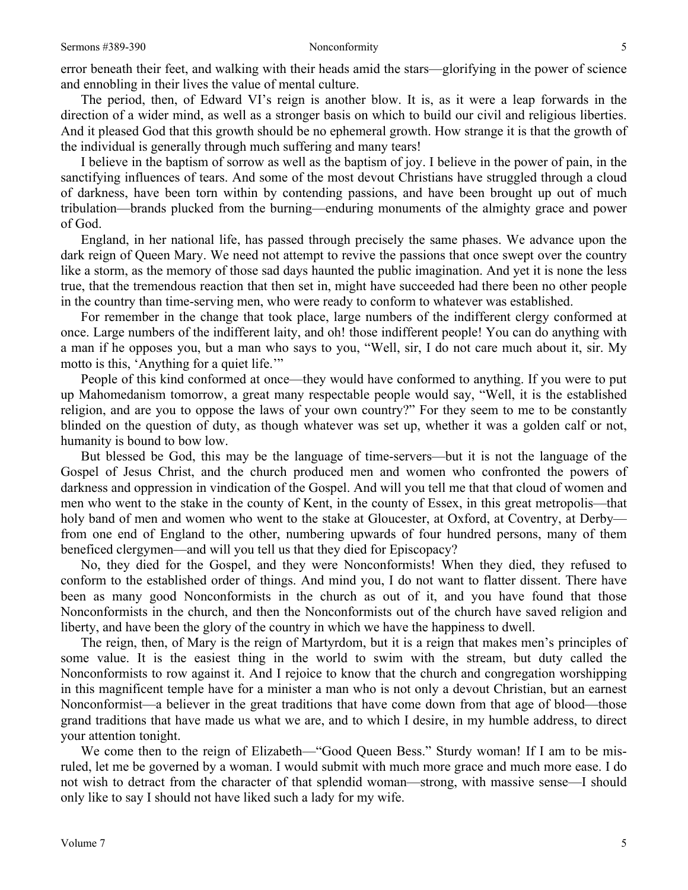error beneath their feet, and walking with their heads amid the stars—glorifying in the power of science and ennobling in their lives the value of mental culture.

The period, then, of Edward VI's reign is another blow. It is, as it were a leap forwards in the direction of a wider mind, as well as a stronger basis on which to build our civil and religious liberties. And it pleased God that this growth should be no ephemeral growth. How strange it is that the growth of the individual is generally through much suffering and many tears!

I believe in the baptism of sorrow as well as the baptism of joy. I believe in the power of pain, in the sanctifying influences of tears. And some of the most devout Christians have struggled through a cloud of darkness, have been torn within by contending passions, and have been brought up out of much tribulation—brands plucked from the burning—enduring monuments of the almighty grace and power of God.

England, in her national life, has passed through precisely the same phases. We advance upon the dark reign of Queen Mary. We need not attempt to revive the passions that once swept over the country like a storm, as the memory of those sad days haunted the public imagination. And yet it is none the less true, that the tremendous reaction that then set in, might have succeeded had there been no other people in the country than time-serving men, who were ready to conform to whatever was established.

For remember in the change that took place, large numbers of the indifferent clergy conformed at once. Large numbers of the indifferent laity, and oh! those indifferent people! You can do anything with a man if he opposes you, but a man who says to you, "Well, sir, I do not care much about it, sir. My motto is this, 'Anything for a quiet life.'"

People of this kind conformed at once—they would have conformed to anything. If you were to put up Mahomedanism tomorrow, a great many respectable people would say, "Well, it is the established religion, and are you to oppose the laws of your own country?" For they seem to me to be constantly blinded on the question of duty, as though whatever was set up, whether it was a golden calf or not, humanity is bound to bow low.

But blessed be God, this may be the language of time-servers—but it is not the language of the Gospel of Jesus Christ, and the church produced men and women who confronted the powers of darkness and oppression in vindication of the Gospel. And will you tell me that that cloud of women and men who went to the stake in the county of Kent, in the county of Essex, in this great metropolis—that holy band of men and women who went to the stake at Gloucester, at Oxford, at Coventry, at Derby—from one end of England to the other, numbering upwards of four hundred persons, many of them beneficed clergymen—and will you tell us that they died for Episcopacy?

No, they died for the Gospel, and they were Nonconformists! When they died, they refused to conform to the established order of things. And mind you, I do not want to flatter dissent. There have been as many good Nonconformists in the church as out of it, and you have found that those Nonconformists in the church, and then the Nonconformists out of the church have saved religion and liberty, and have been the glory of the country in which we have the happiness to dwell.

The reign, then, of Mary is the reign of Martyrdom, but it is a reign that makes men's principles of some value. It is the easiest thing in the world to swim with the stream, but duty called the Nonconformists to row against it. And I rejoice to know that the church and congregation worshipping in this magnificent temple have for a minister a man who is not only a devout Christian, but an earnest Nonconformist—a believer in the great traditions that have come down from that age of blood—those grand traditions that have made us what we are, and to which I desire, in my humble address, to direct your attention tonight.

We come then to the reign of Elizabeth—"Good Queen Bess." Sturdy woman! If I am to be misruled, let me be governed by a woman. I would submit with much more grace and much more ease. I do not wish to detract from the character of that splendid woman—strong, with massive sense—I should only like to say I should not have liked such a lady for my wife.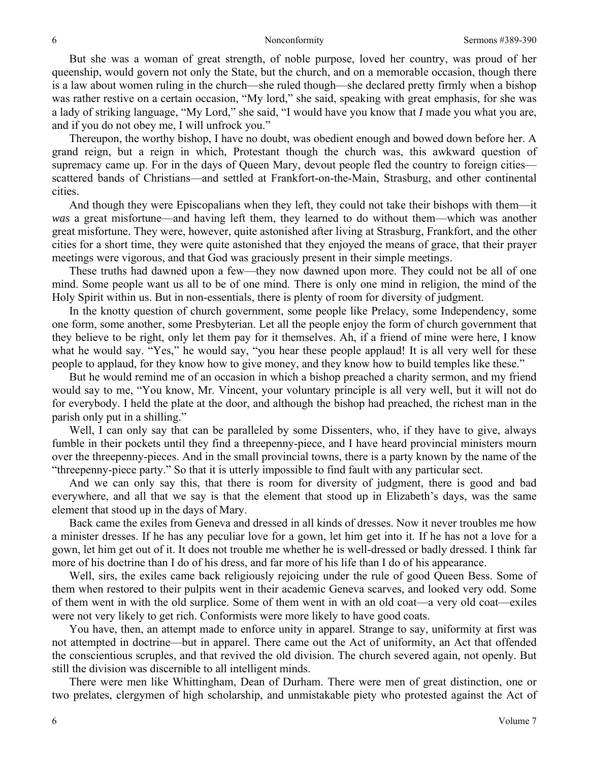But she was a woman of great strength, of noble purpose, loved her country, was proud of her queenship, would govern not only the State, but the church, and on a memorable occasion, though there is a law about women ruling in the church—she ruled though—she declared pretty firmly when a bishop was rather restive on a certain occasion, "My lord," she said, speaking with great emphasis, for she was a lady of striking language, "My Lord," she said, "I would have you know that *I* made you what you are, and if you do not obey me, I will unfrock you."

Thereupon, the worthy bishop, I have no doubt, was obedient enough and bowed down before her. A grand reign, but a reign in which, Protestant though the church was, this awkward question of supremacy came up. For in the days of Queen Mary, devout people fled the country to foreign cities—scattered bands of Christians—and settled at Frankfort-on-the-Main, Strasburg, and other continental cities.

And though they were Episcopalians when they left, they could not take their bishops with them—it *was* a great misfortune—and having left them, they learned to do without them—which was another great misfortune. They were, however, quite astonished after living at Strasburg, Frankfort, and the other cities for a short time, they were quite astonished that they enjoyed the means of grace, that their prayer meetings were vigorous, and that God was graciously present in their simple meetings.

These truths had dawned upon a few—they now dawned upon more. They could not be all of one mind. Some people want us all to be of one mind. There is only one mind in religion, the mind of the Holy Spirit within us. But in non-essentials, there is plenty of room for diversity of judgment.

In the knotty question of church government, some people like Prelacy, some Independency, some one form, some another, some Presbyterian. Let all the people enjoy the form of church government that they believe to be right, only let them pay for it themselves. Ah, if a friend of mine were here, I know what he would say. "Yes," he would say, "you hear these people applaud! It is all very well for these people to applaud, for they know how to give money, and they know how to build temples like these."

But he would remind me of an occasion in which a bishop preached a charity sermon, and my friend would say to me, "You know, Mr. Vincent, your voluntary principle is all very well, but it will not do for everybody. I held the plate at the door, and although the bishop had preached, the richest man in the parish only put in a shilling."

Well, I can only say that can be paralleled by some Dissenters, who, if they have to give, always fumble in their pockets until they find a threepenny-piece, and I have heard provincial ministers mourn over the threepenny-pieces. And in the small provincial towns, there is a party known by the name of the "threepenny-piece party." So that it is utterly impossible to find fault with any particular sect.

And we can only say this, that there is room for diversity of judgment, there is good and bad everywhere, and all that we say is that the element that stood up in Elizabeth's days, was the same element that stood up in the days of Mary.

Back came the exiles from Geneva and dressed in all kinds of dresses. Now it never troubles me how a minister dresses. If he has any peculiar love for a gown, let him get into it. If he has not a love for a gown, let him get out of it. It does not trouble me whether he is well-dressed or badly dressed. I think far more of his doctrine than I do of his dress, and far more of his life than I do of his appearance.

Well, sirs, the exiles came back religiously rejoicing under the rule of good Queen Bess. Some of them when restored to their pulpits went in their academic Geneva scarves, and looked very odd. Some of them went in with the old surplice. Some of them went in with an old coat—a very old coat—exiles were not very likely to get rich. Conformists were more likely to have good coats.

You have, then, an attempt made to enforce unity in apparel. Strange to say, uniformity at first was not attempted in doctrine—but in apparel. There came out the Act of uniformity, an Act that offended the conscientious scruples, and that revived the old division. The church severed again, not openly. But still the division was discernible to all intelligent minds.

There were men like Whittingham, Dean of Durham. There were men of great distinction, one or two prelates, clergymen of high scholarship, and unmistakable piety who protested against the Act of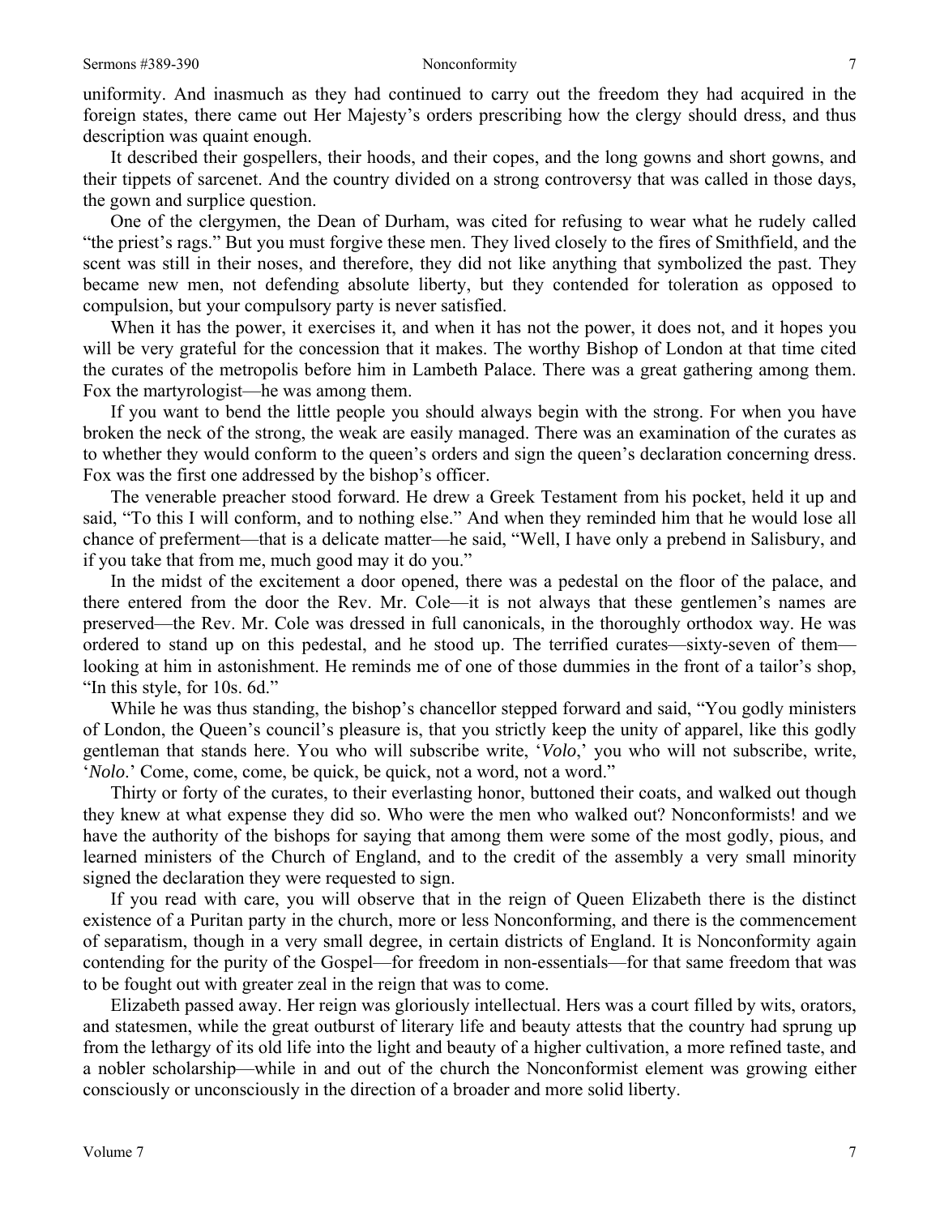uniformity. And inasmuch as they had continued to carry out the freedom they had acquired in the foreign states, there came out Her Majesty's orders prescribing how the clergy should dress, and thus description was quaint enough.

It described their gospellers, their hoods, and their copes, and the long gowns and short gowns, and their tippets of sarcenet. And the country divided on a strong controversy that was called in those days, the gown and surplice question.

One of the clergymen, the Dean of Durham, was cited for refusing to wear what he rudely called "the priest's rags." But you must forgive these men. They lived closely to the fires of Smithfield, and the scent was still in their noses, and therefore, they did not like anything that symbolized the past. They became new men, not defending absolute liberty, but they contended for toleration as opposed to compulsion, but your compulsory party is never satisfied.

When it has the power, it exercises it, and when it has not the power, it does not, and it hopes you will be very grateful for the concession that it makes. The worthy Bishop of London at that time cited the curates of the metropolis before him in Lambeth Palace. There was a great gathering among them. Fox the martyrologist—he was among them.

If you want to bend the little people you should always begin with the strong. For when you have broken the neck of the strong, the weak are easily managed. There was an examination of the curates as to whether they would conform to the queen's orders and sign the queen's declaration concerning dress. Fox was the first one addressed by the bishop's officer.

The venerable preacher stood forward. He drew a Greek Testament from his pocket, held it up and said, "To this I will conform, and to nothing else." And when they reminded him that he would lose all chance of preferment—that is a delicate matter—he said, "Well, I have only a prebend in Salisbury, and if you take that from me, much good may it do you."

In the midst of the excitement a door opened, there was a pedestal on the floor of the palace, and there entered from the door the Rev. Mr. Cole—it is not always that these gentlemen's names are preserved—the Rev. Mr. Cole was dressed in full canonicals, in the thoroughly orthodox way. He was ordered to stand up on this pedestal, and he stood up. The terrified curates—sixty-seven of them—looking at him in astonishment. He reminds me of one of those dummies in the front of a tailor's shop, "In this style, for 10s. 6d."

While he was thus standing, the bishop's chancellor stepped forward and said, "You godly ministers of London, the Queen's council's pleasure is, that you strictly keep the unity of apparel, like this godly gentleman that stands here. You who will subscribe write, '*Volo*,' you who will not subscribe, write, '*Nolo*.' Come, come, come, be quick, be quick, not a word, not a word."

Thirty or forty of the curates, to their everlasting honor, buttoned their coats, and walked out though they knew at what expense they did so. Who were the men who walked out? Nonconformists! and we have the authority of the bishops for saying that among them were some of the most godly, pious, and learned ministers of the Church of England, and to the credit of the assembly a very small minority signed the declaration they were requested to sign.

If you read with care, you will observe that in the reign of Queen Elizabeth there is the distinct existence of a Puritan party in the church, more or less Nonconforming, and there is the commencement of separatism, though in a very small degree, in certain districts of England. It is Nonconformity again contending for the purity of the Gospel—for freedom in non-essentials—for that same freedom that was to be fought out with greater zeal in the reign that was to come.

Elizabeth passed away. Her reign was gloriously intellectual. Hers was a court filled by wits, orators, and statesmen, while the great outburst of literary life and beauty attests that the country had sprung up from the lethargy of its old life into the light and beauty of a higher cultivation, a more refined taste, and a nobler scholarship—while in and out of the church the Nonconformist element was growing either consciously or unconsciously in the direction of a broader and more solid liberty.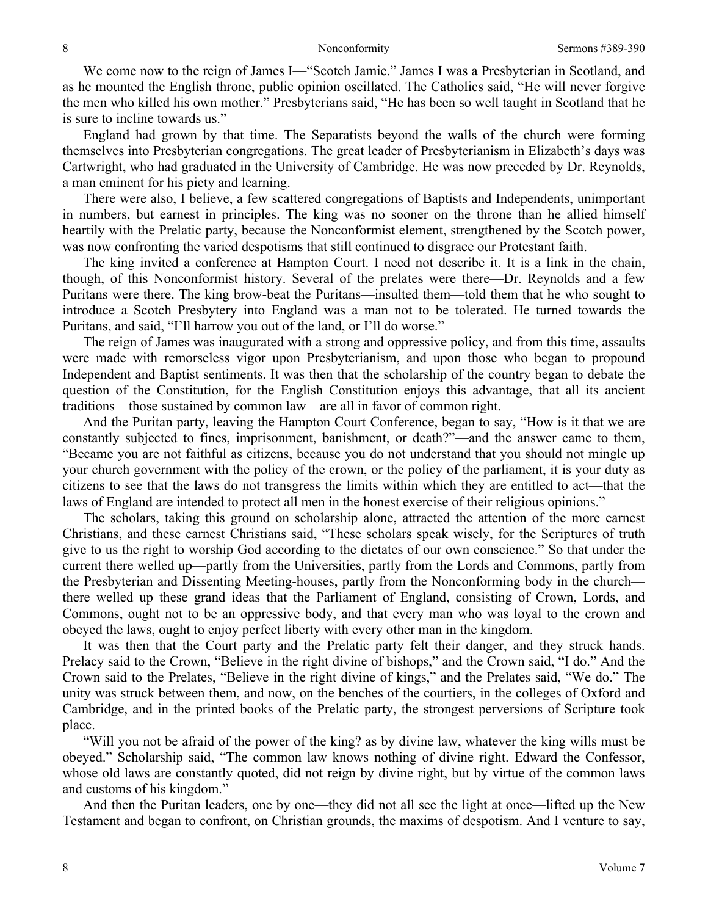We come now to the reign of James I—"Scotch Jamie." James I was a Presbyterian in Scotland, and as he mounted the English throne, public opinion oscillated. The Catholics said, "He will never forgive the men who killed his own mother." Presbyterians said, "He has been so well taught in Scotland that he is sure to incline towards us."

England had grown by that time. The Separatists beyond the walls of the church were forming themselves into Presbyterian congregations. The great leader of Presbyterianism in Elizabeth's days was Cartwright, who had graduated in the University of Cambridge. He was now preceded by Dr. Reynolds, a man eminent for his piety and learning.

There were also, I believe, a few scattered congregations of Baptists and Independents, unimportant in numbers, but earnest in principles. The king was no sooner on the throne than he allied himself heartily with the Prelatic party, because the Nonconformist element, strengthened by the Scotch power, was now confronting the varied despotisms that still continued to disgrace our Protestant faith.

The king invited a conference at Hampton Court. I need not describe it. It is a link in the chain, though, of this Nonconformist history. Several of the prelates were there—Dr. Reynolds and a few Puritans were there. The king brow-beat the Puritans—insulted them—told them that he who sought to introduce a Scotch Presbytery into England was a man not to be tolerated. He turned towards the Puritans, and said, "I'll harrow you out of the land, or I'll do worse."

The reign of James was inaugurated with a strong and oppressive policy, and from this time, assaults were made with remorseless vigor upon Presbyterianism, and upon those who began to propound Independent and Baptist sentiments. It was then that the scholarship of the country began to debate the question of the Constitution, for the English Constitution enjoys this advantage, that all its ancient traditions—those sustained by common law—are all in favor of common right.

And the Puritan party, leaving the Hampton Court Conference, began to say, "How is it that we are constantly subjected to fines, imprisonment, banishment, or death?"—and the answer came to them, "Became you are not faithful as citizens, because you do not understand that you should not mingle up your church government with the policy of the crown, or the policy of the parliament, it is your duty as citizens to see that the laws do not transgress the limits within which they are entitled to act—that the laws of England are intended to protect all men in the honest exercise of their religious opinions."

The scholars, taking this ground on scholarship alone, attracted the attention of the more earnest Christians, and these earnest Christians said, "These scholars speak wisely, for the Scriptures of truth give to us the right to worship God according to the dictates of our own conscience." So that under the current there welled up—partly from the Universities, partly from the Lords and Commons, partly from the Presbyterian and Dissenting Meeting-houses, partly from the Nonconforming body in the church—there welled up these grand ideas that the Parliament of England, consisting of Crown, Lords, and Commons, ought not to be an oppressive body, and that every man who was loyal to the crown and obeyed the laws, ought to enjoy perfect liberty with every other man in the kingdom.

It was then that the Court party and the Prelatic party felt their danger, and they struck hands. Prelacy said to the Crown, "Believe in the right divine of bishops," and the Crown said, "I do." And the Crown said to the Prelates, "Believe in the right divine of kings," and the Prelates said, "We do." The unity was struck between them, and now, on the benches of the courtiers, in the colleges of Oxford and Cambridge, and in the printed books of the Prelatic party, the strongest perversions of Scripture took place.

"Will you not be afraid of the power of the king? as by divine law, whatever the king wills must be obeyed." Scholarship said, "The common law knows nothing of divine right. Edward the Confessor, whose old laws are constantly quoted, did not reign by divine right, but by virtue of the common laws and customs of his kingdom."

And then the Puritan leaders, one by one—they did not all see the light at once—lifted up the New Testament and began to confront, on Christian grounds, the maxims of despotism. And I venture to say,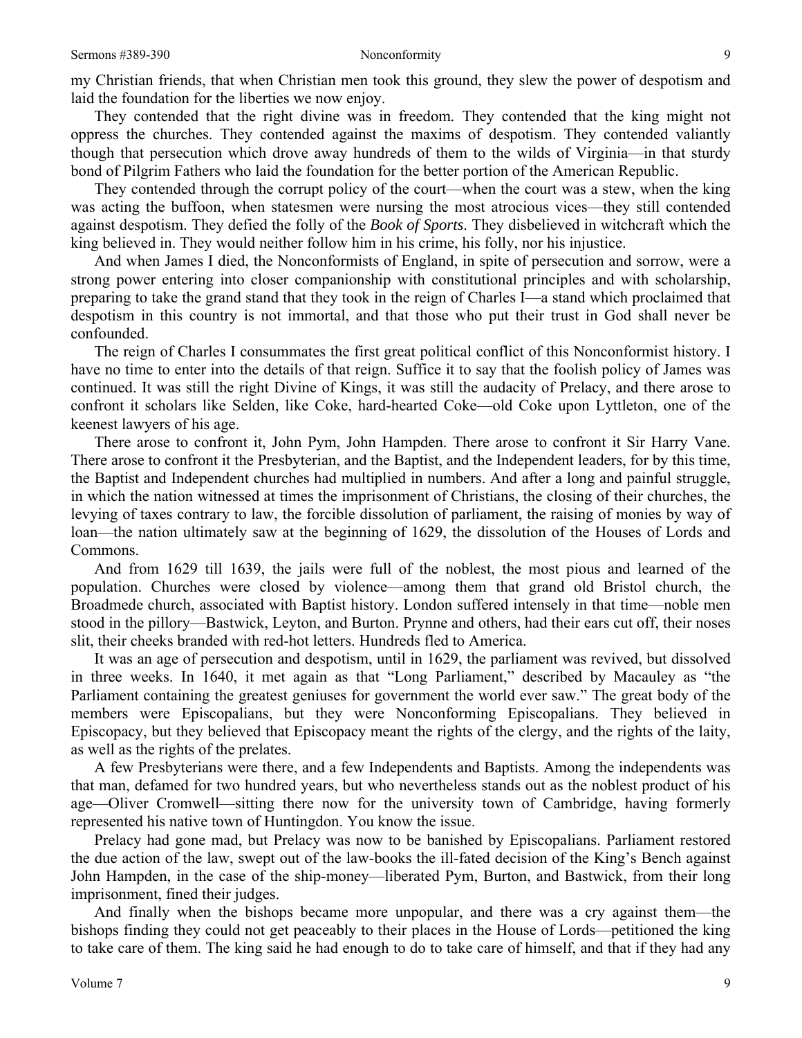my Christian friends, that when Christian men took this ground, they slew the power of despotism and laid the foundation for the liberties we now enjoy.

They contended that the right divine was in freedom*.* They contended that the king might not oppress the churches. They contended against the maxims of despotism. They contended valiantly though that persecution which drove away hundreds of them to the wilds of Virginia—in that sturdy bond of Pilgrim Fathers who laid the foundation for the better portion of the American Republic.

They contended through the corrupt policy of the court—when the court was a stew, when the king was acting the buffoon, when statesmen were nursing the most atrocious vices—they still contended against despotism. They defied the folly of the *Book of Sports*. They disbelieved in witchcraft which the king believed in. They would neither follow him in his crime, his folly, nor his injustice.

And when James I died, the Nonconformists of England, in spite of persecution and sorrow, were a strong power entering into closer companionship with constitutional principles and with scholarship, preparing to take the grand stand that they took in the reign of Charles I—a stand which proclaimed that despotism in this country is not immortal, and that those who put their trust in God shall never be confounded.

The reign of Charles I consummates the first great political conflict of this Nonconformist history. I have no time to enter into the details of that reign. Suffice it to say that the foolish policy of James was continued. It was still the right Divine of Kings, it was still the audacity of Prelacy, and there arose to confront it scholars like Selden, like Coke, hard-hearted Coke—old Coke upon Lyttleton, one of the keenest lawyers of his age.

There arose to confront it, John Pym, John Hampden. There arose to confront it Sir Harry Vane. There arose to confront it the Presbyterian, and the Baptist, and the Independent leaders, for by this time, the Baptist and Independent churches had multiplied in numbers. And after a long and painful struggle, in which the nation witnessed at times the imprisonment of Christians, the closing of their churches, the levying of taxes contrary to law, the forcible dissolution of parliament, the raising of monies by way of loan—the nation ultimately saw at the beginning of 1629, the dissolution of the Houses of Lords and Commons.

And from 1629 till 1639, the jails were full of the noblest, the most pious and learned of the population. Churches were closed by violence—among them that grand old Bristol church, the Broadmede church, associated with Baptist history. London suffered intensely in that time—noble men stood in the pillory—Bastwick, Leyton, and Burton. Prynne and others, had their ears cut off, their noses slit, their cheeks branded with red-hot letters. Hundreds fled to America.

It was an age of persecution and despotism, until in 1629, the parliament was revived, but dissolved in three weeks. In 1640, it met again as that "Long Parliament," described by Macauley as "the Parliament containing the greatest geniuses for government the world ever saw." The great body of the members were Episcopalians, but they were Nonconforming Episcopalians. They believed in Episcopacy, but they believed that Episcopacy meant the rights of the clergy, and the rights of the laity, as well as the rights of the prelates.

A few Presbyterians were there, and a few Independents and Baptists. Among the independents was that man, defamed for two hundred years, but who nevertheless stands out as the noblest product of his age—Oliver Cromwell—sitting there now for the university town of Cambridge, having formerly represented his native town of Huntingdon. You know the issue.

Prelacy had gone mad, but Prelacy was now to be banished by Episcopalians. Parliament restored the due action of the law, swept out of the law-books the ill-fated decision of the King's Bench against John Hampden, in the case of the ship-money—liberated Pym, Burton, and Bastwick, from their long imprisonment, fined their judges.

And finally when the bishops became more unpopular, and there was a cry against them—the bishops finding they could not get peaceably to their places in the House of Lords—petitioned the king to take care of them. The king said he had enough to do to take care of himself, and that if they had any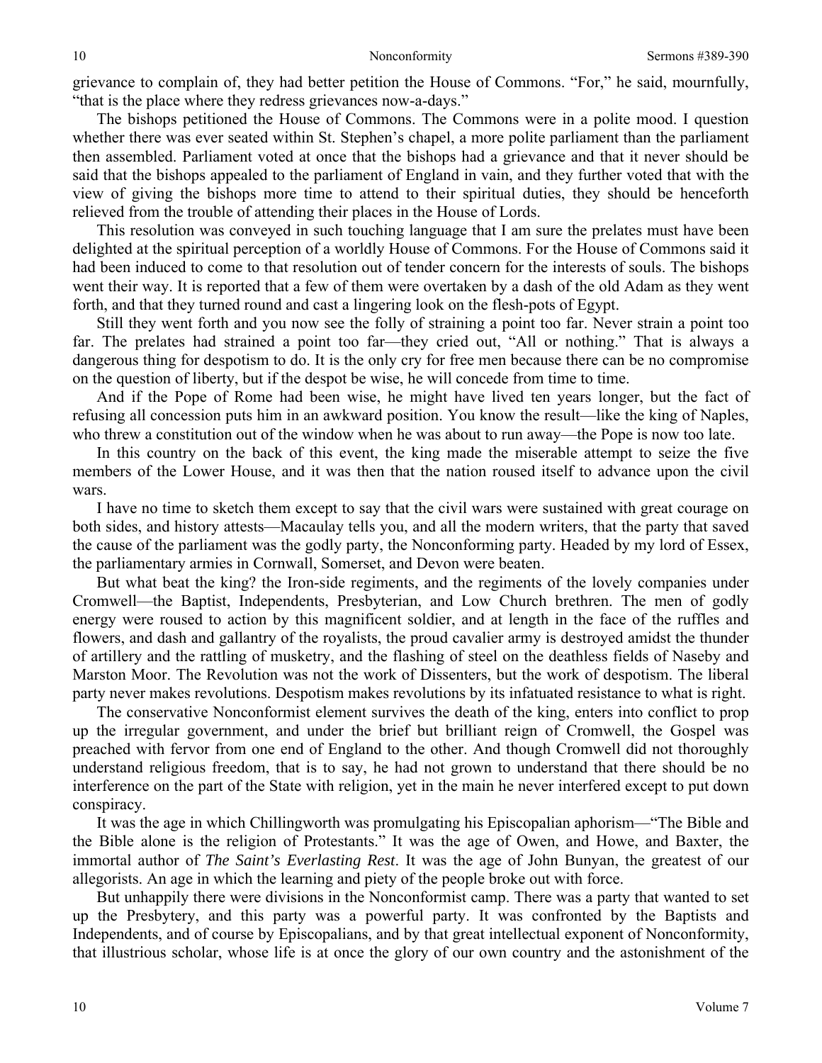grievance to complain of, they had better petition the House of Commons. "For," he said, mournfully, "that is the place where they redress grievances now-a-days."

The bishops petitioned the House of Commons. The Commons were in a polite mood. I question whether there was ever seated within St. Stephen's chapel, a more polite parliament than the parliament then assembled. Parliament voted at once that the bishops had a grievance and that it never should be said that the bishops appealed to the parliament of England in vain, and they further voted that with the view of giving the bishops more time to attend to their spiritual duties, they should be henceforth relieved from the trouble of attending their places in the House of Lords.

This resolution was conveyed in such touching language that I am sure the prelates must have been delighted at the spiritual perception of a worldly House of Commons. For the House of Commons said it had been induced to come to that resolution out of tender concern for the interests of souls. The bishops went their way. It is reported that a few of them were overtaken by a dash of the old Adam as they went forth, and that they turned round and cast a lingering look on the flesh-pots of Egypt.

Still they went forth and you now see the folly of straining a point too far. Never strain a point too far. The prelates had strained a point too far—they cried out, "All or nothing." That is always a dangerous thing for despotism to do. It is the only cry for free men because there can be no compromise on the question of liberty, but if the despot be wise, he will concede from time to time.

And if the Pope of Rome had been wise, he might have lived ten years longer, but the fact of refusing all concession puts him in an awkward position. You know the result—like the king of Naples, who threw a constitution out of the window when he was about to run away—the Pope is now too late.

In this country on the back of this event, the king made the miserable attempt to seize the five members of the Lower House, and it was then that the nation roused itself to advance upon the civil wars.

I have no time to sketch them except to say that the civil wars were sustained with great courage on both sides, and history attests—Macaulay tells you, and all the modern writers, that the party that saved the cause of the parliament was the godly party, the Nonconforming party. Headed by my lord of Essex, the parliamentary armies in Cornwall, Somerset, and Devon were beaten.

But what beat the king? the Iron-side regiments, and the regiments of the lovely companies under Cromwell—the Baptist, Independents, Presbyterian, and Low Church brethren. The men of godly energy were roused to action by this magnificent soldier, and at length in the face of the ruffles and flowers, and dash and gallantry of the royalists, the proud cavalier army is destroyed amidst the thunder of artillery and the rattling of musketry, and the flashing of steel on the deathless fields of Naseby and Marston Moor. The Revolution was not the work of Dissenters, but the work of despotism. The liberal party never makes revolutions. Despotism makes revolutions by its infatuated resistance to what is right.

The conservative Nonconformist element survives the death of the king, enters into conflict to prop up the irregular government, and under the brief but brilliant reign of Cromwell, the Gospel was preached with fervor from one end of England to the other. And though Cromwell did not thoroughly understand religious freedom, that is to say, he had not grown to understand that there should be no interference on the part of the State with religion, yet in the main he never interfered except to put down conspiracy.

It was the age in which Chillingworth was promulgating his Episcopalian aphorism—"The Bible and the Bible alone is the religion of Protestants." It was the age of Owen, and Howe, and Baxter, the immortal author of *The Saint's Everlasting Rest*. It was the age of John Bunyan, the greatest of our allegorists. An age in which the learning and piety of the people broke out with force.

But unhappily there were divisions in the Nonconformist camp. There was a party that wanted to set up the Presbytery, and this party was a powerful party. It was confronted by the Baptists and Independents, and of course by Episcopalians, and by that great intellectual exponent of Nonconformity, that illustrious scholar, whose life is at once the glory of our own country and the astonishment of the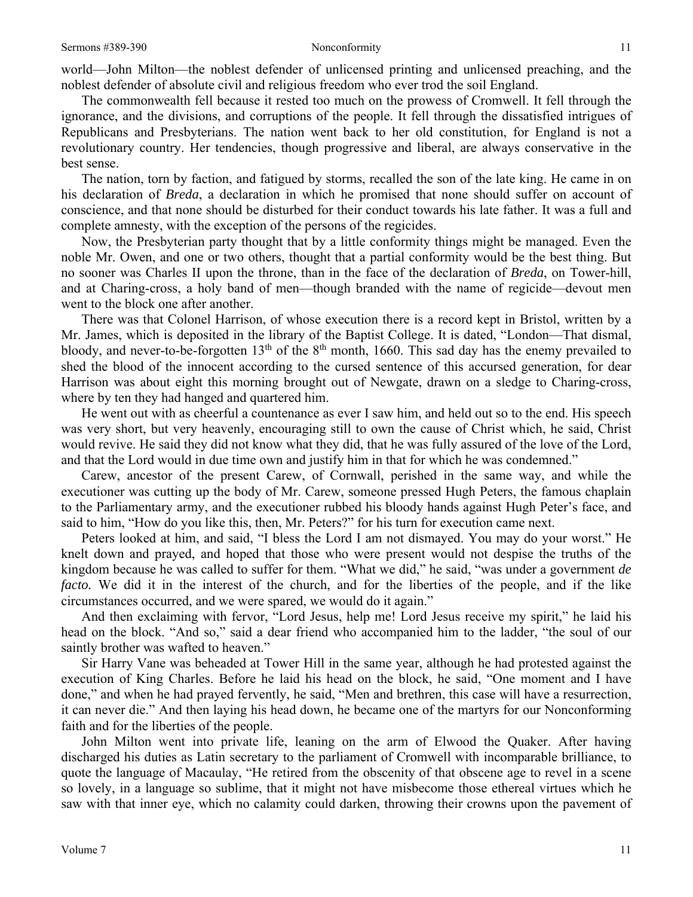world—John Milton—the noblest defender of unlicensed printing and unlicensed preaching, and the noblest defender of absolute civil and religious freedom who ever trod the soil England.

The commonwealth fell because it rested too much on the prowess of Cromwell. It fell through the ignorance, and the divisions, and corruptions of the people. It fell through the dissatisfied intrigues of Republicans and Presbyterians. The nation went back to her old constitution, for England is not a revolutionary country. Her tendencies, though progressive and liberal, are always conservative in the best sense.

The nation, torn by faction, and fatigued by storms, recalled the son of the late king. He came in on his declaration of *Breda*, a declaration in which he promised that none should suffer on account of conscience, and that none should be disturbed for their conduct towards his late father. It was a full and complete amnesty, with the exception of the persons of the regicides.

Now, the Presbyterian party thought that by a little conformity things might be managed. Even the noble Mr. Owen, and one or two others, thought that a partial conformity would be the best thing. But no sooner was Charles II upon the throne, than in the face of the declaration of *Breda*, on Tower-hill, and at Charing-cross, a holy band of men—though branded with the name of regicide—devout men went to the block one after another.

There was that Colonel Harrison, of whose execution there is a record kept in Bristol, written by a Mr. James, which is deposited in the library of the Baptist College. It is dated, "London—That dismal, bloody, and never-to-be-forgotten 13th of the 8th month, 1660. This sad day has the enemy prevailed to shed the blood of the innocent according to the cursed sentence of this accursed generation, for dear Harrison was about eight this morning brought out of Newgate, drawn on a sledge to Charing-cross, where by ten they had hanged and quartered him.

He went out with as cheerful a countenance as ever I saw him, and held out so to the end. His speech was very short, but very heavenly, encouraging still to own the cause of Christ which, he said, Christ would revive. He said they did not know what they did, that he was fully assured of the love of the Lord, and that the Lord would in due time own and justify him in that for which he was condemned."

Carew, ancestor of the present Carew, of Cornwall, perished in the same way, and while the executioner was cutting up the body of Mr. Carew, someone pressed Hugh Peters, the famous chaplain to the Parliamentary army, and the executioner rubbed his bloody hands against Hugh Peter's face, and said to him, "How do you like this, then, Mr. Peters?" for his turn for execution came next.

Peters looked at him, and said, "I bless the Lord I am not dismayed. You may do your worst." He knelt down and prayed, and hoped that those who were present would not despise the truths of the kingdom because he was called to suffer for them. "What we did," he said, "was under a government *de facto.* We did it in the interest of the church, and for the liberties of the people, and if the like circumstances occurred, and we were spared, we would do it again."

And then exclaiming with fervor, "Lord Jesus, help me! Lord Jesus receive my spirit," he laid his head on the block. "And so," said a dear friend who accompanied him to the ladder, "the soul of our saintly brother was wafted to heaven."

Sir Harry Vane was beheaded at Tower Hill in the same year, although he had protested against the execution of King Charles. Before he laid his head on the block, he said, "One moment and I have done," and when he had prayed fervently, he said, "Men and brethren, this case will have a resurrection, it can never die." And then laying his head down, he became one of the martyrs for our Nonconforming faith and for the liberties of the people.

John Milton went into private life, leaning on the arm of Elwood the Quaker. After having discharged his duties as Latin secretary to the parliament of Cromwell with incomparable brilliance, to quote the language of Macaulay, "He retired from the obscenity of that obscene age to revel in a scene so lovely, in a language so sublime, that it might not have misbecome those ethereal virtues which he saw with that inner eye, which no calamity could darken, throwing their crowns upon the pavement of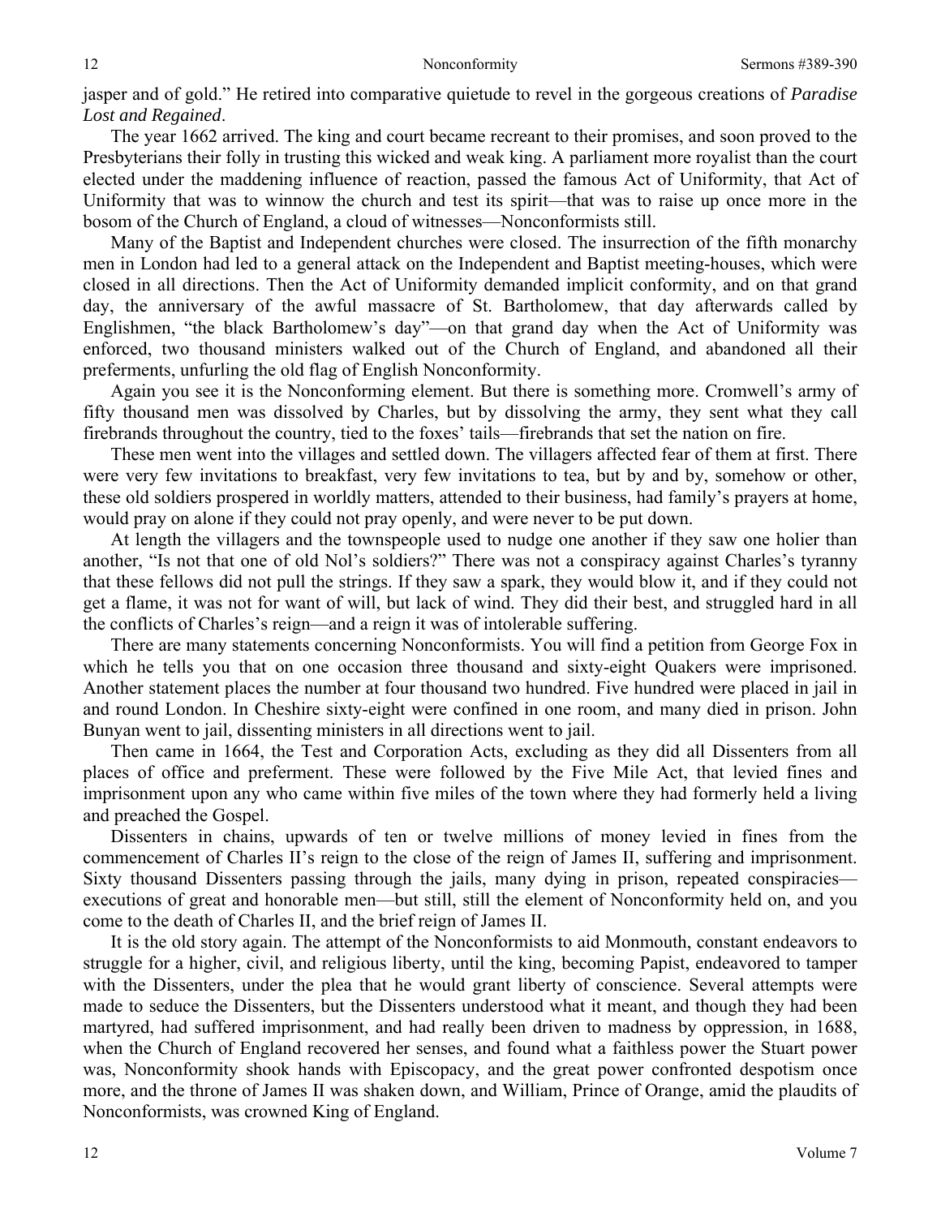jasper and of gold." He retired into comparative quietude to revel in the gorgeous creations of *Paradise Lost and Regained*.

The year 1662 arrived. The king and court became recreant to their promises, and soon proved to the Presbyterians their folly in trusting this wicked and weak king. A parliament more royalist than the court elected under the maddening influence of reaction, passed the famous Act of Uniformity, that Act of Uniformity that was to winnow the church and test its spirit—that was to raise up once more in the bosom of the Church of England, a cloud of witnesses—Nonconformists still.

Many of the Baptist and Independent churches were closed. The insurrection of the fifth monarchy men in London had led to a general attack on the Independent and Baptist meeting-houses, which were closed in all directions. Then the Act of Uniformity demanded implicit conformity, and on that grand day, the anniversary of the awful massacre of St. Bartholomew, that day afterwards called by Englishmen, "the black Bartholomew's day"—on that grand day when the Act of Uniformity was enforced, two thousand ministers walked out of the Church of England, and abandoned all their preferments, unfurling the old flag of English Nonconformity.

Again you see it is the Nonconforming element. But there is something more. Cromwell's army of fifty thousand men was dissolved by Charles, but by dissolving the army, they sent what they call firebrands throughout the country, tied to the foxes' tails—firebrands that set the nation on fire.

These men went into the villages and settled down. The villagers affected fear of them at first. There were very few invitations to breakfast, very few invitations to tea, but by and by, somehow or other, these old soldiers prospered in worldly matters, attended to their business, had family's prayers at home, would pray on alone if they could not pray openly, and were never to be put down.

At length the villagers and the townspeople used to nudge one another if they saw one holier than another, "Is not that one of old Nol's soldiers?" There was not a conspiracy against Charles's tyranny that these fellows did not pull the strings. If they saw a spark, they would blow it, and if they could not get a flame, it was not for want of will, but lack of wind. They did their best, and struggled hard in all the conflicts of Charles's reign—and a reign it was of intolerable suffering.

There are many statements concerning Nonconformists. You will find a petition from George Fox in which he tells you that on one occasion three thousand and sixty-eight Quakers were imprisoned. Another statement places the number at four thousand two hundred. Five hundred were placed in jail in and round London. In Cheshire sixty-eight were confined in one room, and many died in prison. John Bunyan went to jail, dissenting ministers in all directions went to jail.

Then came in 1664, the Test and Corporation Acts, excluding as they did all Dissenters from all places of office and preferment. These were followed by the Five Mile Act, that levied fines and imprisonment upon any who came within five miles of the town where they had formerly held a living and preached the Gospel.

Dissenters in chains, upwards of ten or twelve millions of money levied in fines from the commencement of Charles II's reign to the close of the reign of James II, suffering and imprisonment. Sixty thousand Dissenters passing through the jails, many dying in prison, repeated conspiracies—executions of great and honorable men—but still, still the element of Nonconformity held on, and you come to the death of Charles II, and the brief reign of James II.

It is the old story again. The attempt of the Nonconformists to aid Monmouth, constant endeavors to struggle for a higher, civil, and religious liberty, until the king, becoming Papist, endeavored to tamper with the Dissenters, under the plea that he would grant liberty of conscience. Several attempts were made to seduce the Dissenters, but the Dissenters understood what it meant, and though they had been martyred, had suffered imprisonment, and had really been driven to madness by oppression, in 1688, when the Church of England recovered her senses, and found what a faithless power the Stuart power was, Nonconformity shook hands with Episcopacy, and the great power confronted despotism once more, and the throne of James II was shaken down, and William, Prince of Orange, amid the plaudits of Nonconformists, was crowned King of England.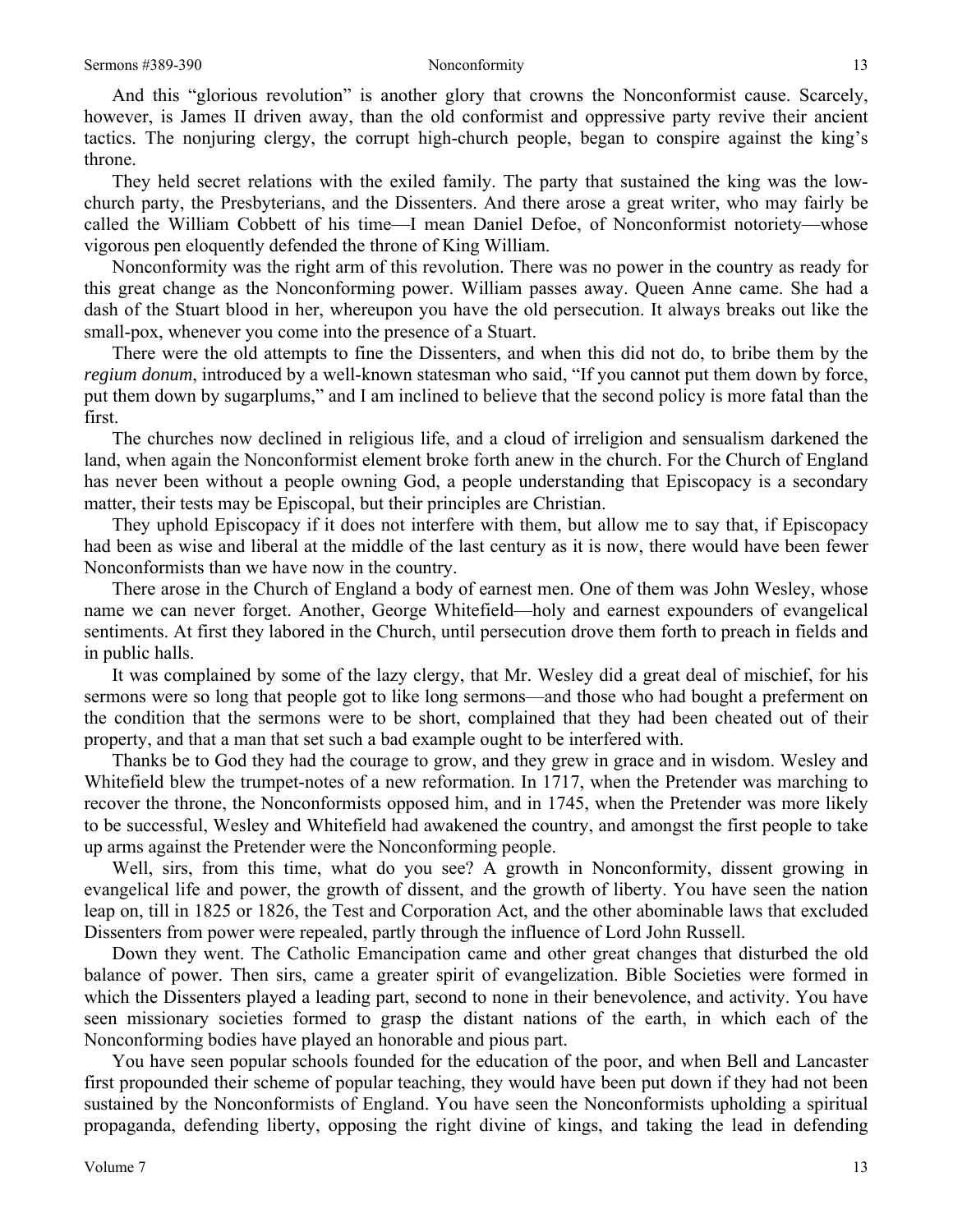And this "glorious revolution" is another glory that crowns the Nonconformist cause. Scarcely, however, is James II driven away, than the old conformist and oppressive party revive their ancient tactics. The nonjuring clergy, the corrupt high-church people, began to conspire against the king's throne.

They held secret relations with the exiled family. The party that sustained the king was the low-church party, the Presbyterians, and the Dissenters. And there arose a great writer, who may fairly be called the William Cobbett of his time—I mean Daniel Defoe, of Nonconformist notoriety—whose vigorous pen eloquently defended the throne of King William.

Nonconformity was the right arm of this revolution. There was no power in the country as ready for this great change as the Nonconforming power. William passes away. Queen Anne came. She had a dash of the Stuart blood in her, whereupon you have the old persecution. It always breaks out like the small-pox, whenever you come into the presence of a Stuart.

There were the old attempts to fine the Dissenters, and when this did not do, to bribe them by the *regium donum*, introduced by a well-known statesman who said, "If you cannot put them down by force, put them down by sugarplums," and I am inclined to believe that the second policy is more fatal than the first.

The churches now declined in religious life, and a cloud of irreligion and sensualism darkened the land, when again the Nonconformist element broke forth anew in the church. For the Church of England has never been without a people owning God, a people understanding that Episcopacy is a secondary matter, their tests may be Episcopal, but their principles are Christian.

They uphold Episcopacy if it does not interfere with them, but allow me to say that, if Episcopacy had been as wise and liberal at the middle of the last century as it is now, there would have been fewer Nonconformists than we have now in the country.

There arose in the Church of England a body of earnest men. One of them was John Wesley, whose name we can never forget. Another, George Whitefield—holy and earnest expounders of evangelical sentiments. At first they labored in the Church, until persecution drove them forth to preach in fields and in public halls.

It was complained by some of the lazy clergy, that Mr. Wesley did a great deal of mischief, for his sermons were so long that people got to like long sermons—and those who had bought a preferment on the condition that the sermons were to be short, complained that they had been cheated out of their property, and that a man that set such a bad example ought to be interfered with.

Thanks be to God they had the courage to grow, and they grew in grace and in wisdom. Wesley and Whitefield blew the trumpet-notes of a new reformation. In 1717, when the Pretender was marching to recover the throne, the Nonconformists opposed him, and in 1745, when the Pretender was more likely to be successful, Wesley and Whitefield had awakened the country, and amongst the first people to take up arms against the Pretender were the Nonconforming people.

Well, sirs, from this time, what do you see? A growth in Nonconformity, dissent growing in evangelical life and power, the growth of dissent, and the growth of liberty. You have seen the nation leap on, till in 1825 or 1826, the Test and Corporation Act, and the other abominable laws that excluded Dissenters from power were repealed, partly through the influence of Lord John Russell.

Down they went. The Catholic Emancipation came and other great changes that disturbed the old balance of power. Then sirs, came a greater spirit of evangelization. Bible Societies were formed in which the Dissenters played a leading part, second to none in their benevolence, and activity. You have seen missionary societies formed to grasp the distant nations of the earth, in which each of the Nonconforming bodies have played an honorable and pious part.

You have seen popular schools founded for the education of the poor, and when Bell and Lancaster first propounded their scheme of popular teaching, they would have been put down if they had not been sustained by the Nonconformists of England. You have seen the Nonconformists upholding a spiritual propaganda, defending liberty, opposing the right divine of kings, and taking the lead in defending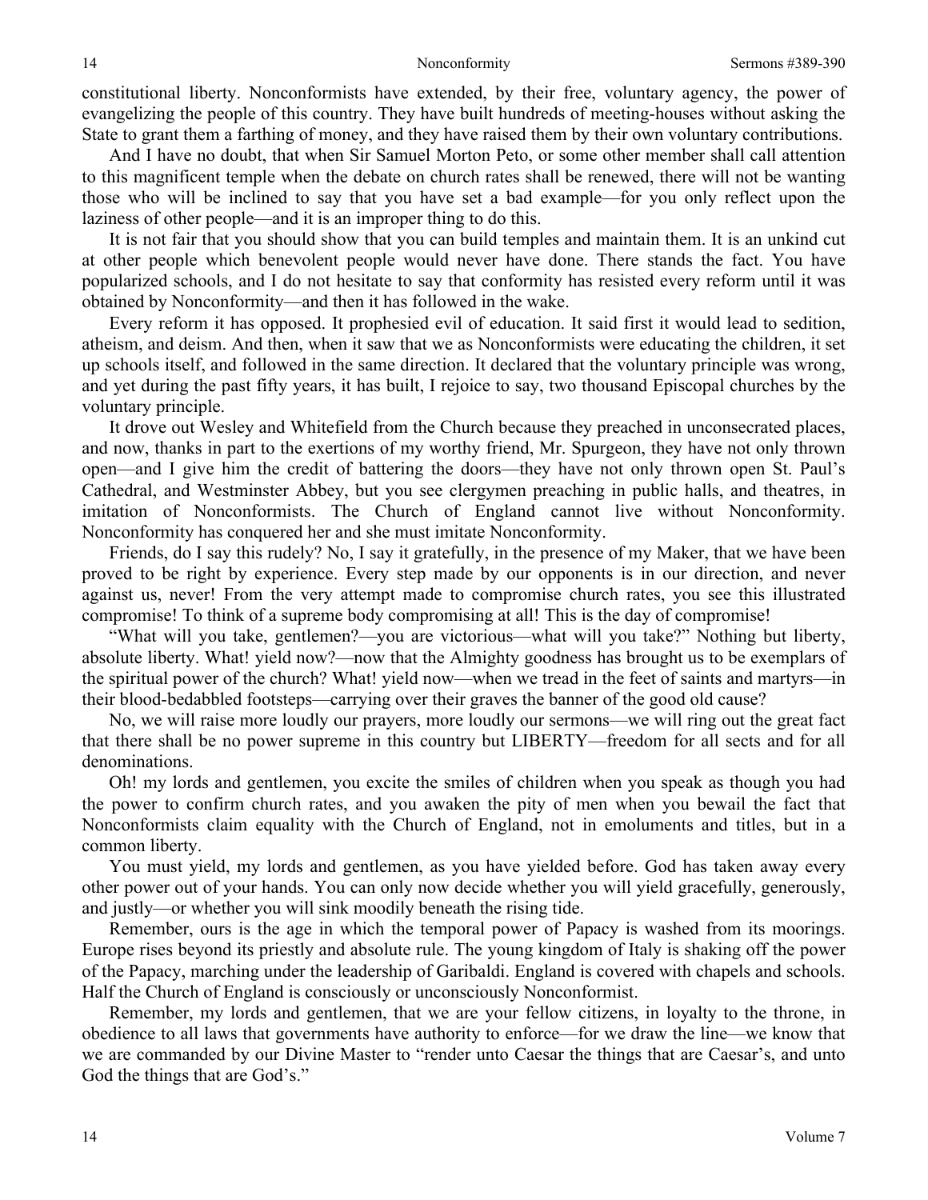constitutional liberty. Nonconformists have extended, by their free, voluntary agency, the power of evangelizing the people of this country. They have built hundreds of meeting-houses without asking the State to grant them a farthing of money, and they have raised them by their own voluntary contributions.

And I have no doubt, that when Sir Samuel Morton Peto, or some other member shall call attention to this magnificent temple when the debate on church rates shall be renewed, there will not be wanting those who will be inclined to say that you have set a bad example—for you only reflect upon the laziness of other people—and it is an improper thing to do this.

It is not fair that you should show that you can build temples and maintain them. It is an unkind cut at other people which benevolent people would never have done. There stands the fact. You have popularized schools, and I do not hesitate to say that conformity has resisted every reform until it was obtained by Nonconformity—and then it has followed in the wake.

Every reform it has opposed. It prophesied evil of education. It said first it would lead to sedition, atheism, and deism. And then, when it saw that we as Nonconformists were educating the children, it set up schools itself, and followed in the same direction. It declared that the voluntary principle was wrong, and yet during the past fifty years, it has built, I rejoice to say, two thousand Episcopal churches by the voluntary principle.

It drove out Wesley and Whitefield from the Church because they preached in unconsecrated places, and now, thanks in part to the exertions of my worthy friend, Mr. Spurgeon, they have not only thrown open—and I give him the credit of battering the doors—they have not only thrown open St. Paul's Cathedral, and Westminster Abbey, but you see clergymen preaching in public halls, and theatres, in imitation of Nonconformists. The Church of England cannot live without Nonconformity. Nonconformity has conquered her and she must imitate Nonconformity.

Friends, do I say this rudely? No, I say it gratefully, in the presence of my Maker, that we have been proved to be right by experience. Every step made by our opponents is in our direction, and never against us, never! From the very attempt made to compromise church rates, you see this illustrated compromise! To think of a supreme body compromising at all! This is the day of compromise!

"What will you take, gentlemen?—you are victorious—what will you take?" Nothing but liberty, absolute liberty. What! yield now?—now that the Almighty goodness has brought us to be exemplars of the spiritual power of the church? What! yield now—when we tread in the feet of saints and martyrs—in their blood-bedabbled footsteps—carrying over their graves the banner of the good old cause?

No, we will raise more loudly our prayers, more loudly our sermons—we will ring out the great fact that there shall be no power supreme in this country but LIBERTY—freedom for all sects and for all denominations.

Oh! my lords and gentlemen, you excite the smiles of children when you speak as though you had the power to confirm church rates, and you awaken the pity of men when you bewail the fact that Nonconformists claim equality with the Church of England, not in emoluments and titles, but in a common liberty.

You must yield, my lords and gentlemen, as you have yielded before. God has taken away every other power out of your hands. You can only now decide whether you will yield gracefully, generously, and justly—or whether you will sink moodily beneath the rising tide.

Remember, ours is the age in which the temporal power of Papacy is washed from its moorings. Europe rises beyond its priestly and absolute rule. The young kingdom of Italy is shaking off the power of the Papacy, marching under the leadership of Garibaldi. England is covered with chapels and schools. Half the Church of England is consciously or unconsciously Nonconformist.

Remember, my lords and gentlemen, that we are your fellow citizens, in loyalty to the throne, in obedience to all laws that governments have authority to enforce—for we draw the line—we know that we are commanded by our Divine Master to "render unto Caesar the things that are Caesar's, and unto God the things that are God's."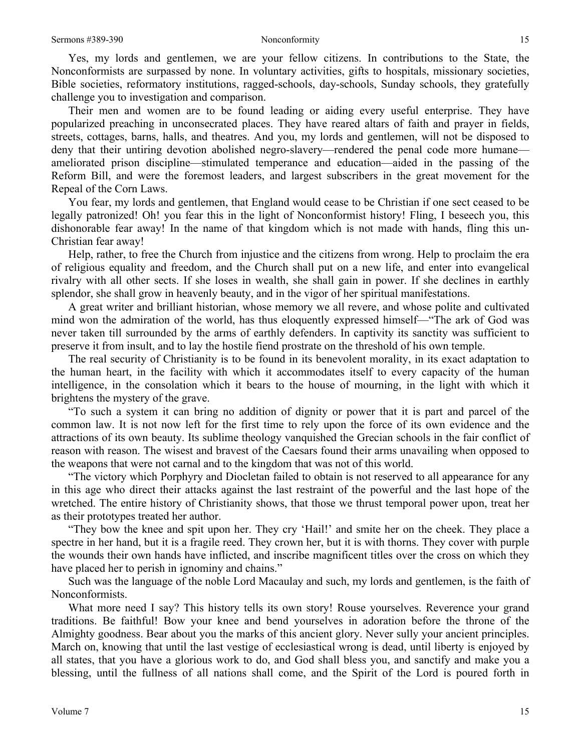Yes, my lords and gentlemen, we are your fellow citizens. In contributions to the State, the Nonconformists are surpassed by none. In voluntary activities, gifts to hospitals, missionary societies, Bible societies, reformatory institutions, ragged-schools, day-schools, Sunday schools, they gratefully challenge you to investigation and comparison.

Their men and women are to be found leading or aiding every useful enterprise. They have popularized preaching in unconsecrated places. They have reared altars of faith and prayer in fields, streets, cottages, barns, halls, and theatres. And you, my lords and gentlemen, will not be disposed to deny that their untiring devotion abolished negro-slavery—rendered the penal code more humane—ameliorated prison discipline—stimulated temperance and education—aided in the passing of the Reform Bill, and were the foremost leaders, and largest subscribers in the great movement for the Repeal of the Corn Laws.

You fear, my lords and gentlemen, that England would cease to be Christian if one sect ceased to be legally patronized! Oh! you fear this in the light of Nonconformist history! Fling, I beseech you, this dishonorable fear away! In the name of that kingdom which is not made with hands, fling this un-Christian fear away!

Help, rather, to free the Church from injustice and the citizens from wrong. Help to proclaim the era of religious equality and freedom, and the Church shall put on a new life, and enter into evangelical rivalry with all other sects. If she loses in wealth, she shall gain in power. If she declines in earthly splendor, she shall grow in heavenly beauty, and in the vigor of her spiritual manifestations.

A great writer and brilliant historian, whose memory we all revere, and whose polite and cultivated mind won the admiration of the world, has thus eloquently expressed himself—"The ark of God was never taken till surrounded by the arms of earthly defenders. In captivity its sanctity was sufficient to preserve it from insult, and to lay the hostile fiend prostrate on the threshold of his own temple.

The real security of Christianity is to be found in its benevolent morality, in its exact adaptation to the human heart, in the facility with which it accommodates itself to every capacity of the human intelligence, in the consolation which it bears to the house of mourning, in the light with which it brightens the mystery of the grave.

"To such a system it can bring no addition of dignity or power that it is part and parcel of the common law. It is not now left for the first time to rely upon the force of its own evidence and the attractions of its own beauty. Its sublime theology vanquished the Grecian schools in the fair conflict of reason with reason. The wisest and bravest of the Caesars found their arms unavailing when opposed to the weapons that were not carnal and to the kingdom that was not of this world.

"The victory which Porphyry and Diocletan failed to obtain is not reserved to all appearance for any in this age who direct their attacks against the last restraint of the powerful and the last hope of the wretched. The entire history of Christianity shows, that those we thrust temporal power upon, treat her as their prototypes treated her author.

"They bow the knee and spit upon her. They cry 'Hail!' and smite her on the cheek. They place a spectre in her hand, but it is a fragile reed. They crown her, but it is with thorns. They cover with purple the wounds their own hands have inflicted, and inscribe magnificent titles over the cross on which they have placed her to perish in ignominy and chains."

Such was the language of the noble Lord Macaulay and such, my lords and gentlemen, is the faith of Nonconformists.

What more need I say? This history tells its own story! Rouse yourselves. Reverence your grand traditions. Be faithful! Bow your knee and bend yourselves in adoration before the throne of the Almighty goodness. Bear about you the marks of this ancient glory. Never sully your ancient principles. March on, knowing that until the last vestige of ecclesiastical wrong is dead, until liberty is enjoyed by all states, that you have a glorious work to do, and God shall bless you, and sanctify and make you a blessing, until the fullness of all nations shall come, and the Spirit of the Lord is poured forth in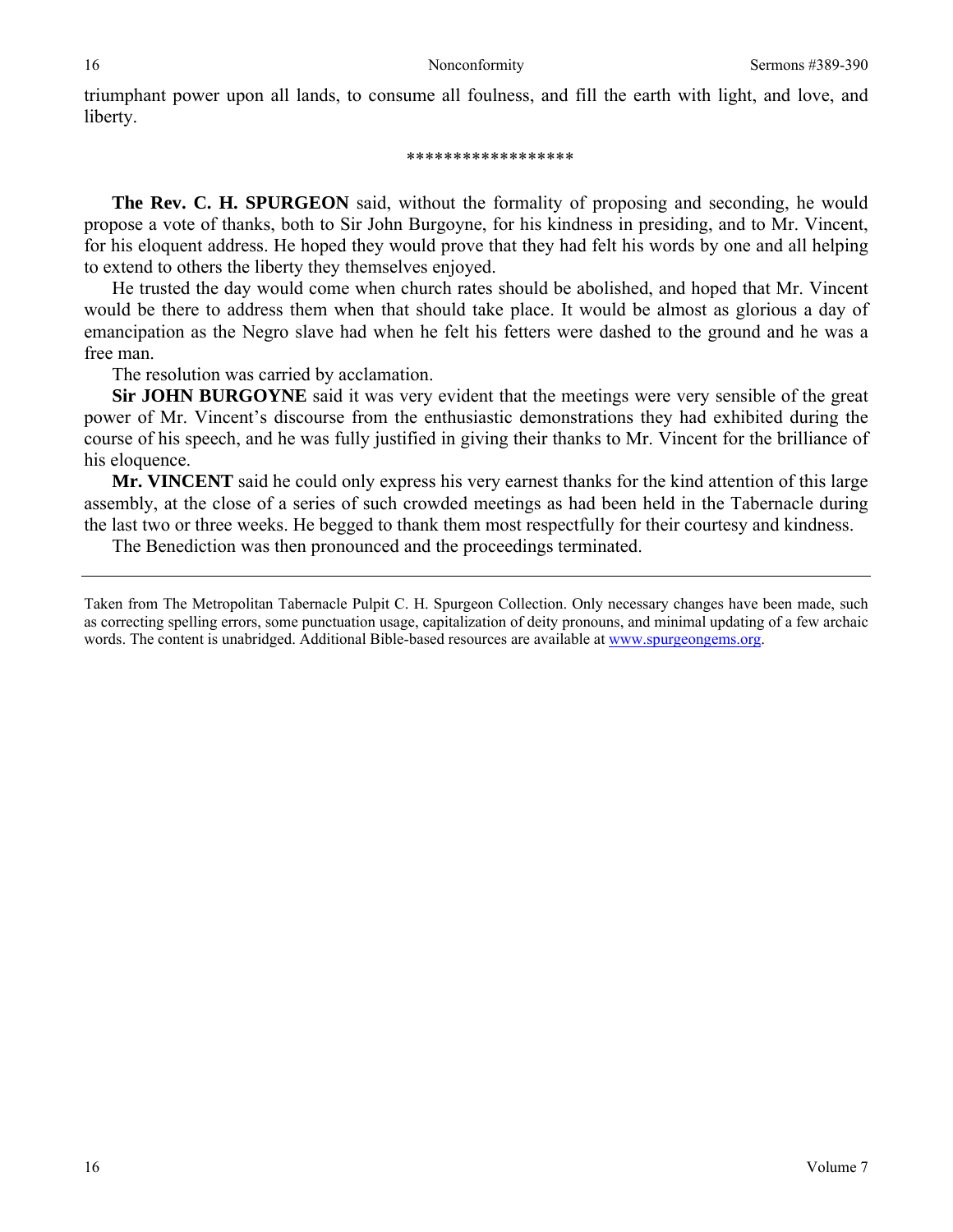triumphant power upon all lands, to consume all foulness, and fill the earth with light, and love, and liberty.

\*\*\*\*\*\*\*\*\*\*\*\*\*\*\*\*\*\*

**The Rev. C. H. SPURGEON** said, without the formality of proposing and seconding, he would propose a vote of thanks, both to Sir John Burgoyne, for his kindness in presiding, and to Mr. Vincent, for his eloquent address. He hoped they would prove that they had felt his words by one and all helping to extend to others the liberty they themselves enjoyed.

He trusted the day would come when church rates should be abolished, and hoped that Mr. Vincent would be there to address them when that should take place. It would be almost as glorious a day of emancipation as the Negro slave had when he felt his fetters were dashed to the ground and he was a free man.

The resolution was carried by acclamation.

**Sir JOHN BURGOYNE** said it was very evident that the meetings were very sensible of the great power of Mr. Vincent's discourse from the enthusiastic demonstrations they had exhibited during the course of his speech, and he was fully justified in giving their thanks to Mr. Vincent for the brilliance of his eloquence.

**Mr. VINCENT** said he could only express his very earnest thanks for the kind attention of this large assembly, at the close of a series of such crowded meetings as had been held in the Tabernacle during the last two or three weeks. He begged to thank them most respectfully for their courtesy and kindness.

The Benediction was then pronounced and the proceedings terminated.

---

Taken from The Metropolitan Tabernacle Pulpit C. H. Spurgeon Collection. Only necessary changes have been made, such as correcting spelling errors, some punctuation usage, capitalization of deity pronouns, and minimal updating of a few archaic words. The content is unabridged. Additional Bible-based resources are available at [www.spurgeongems.org](http://www.spurgeongems.org).